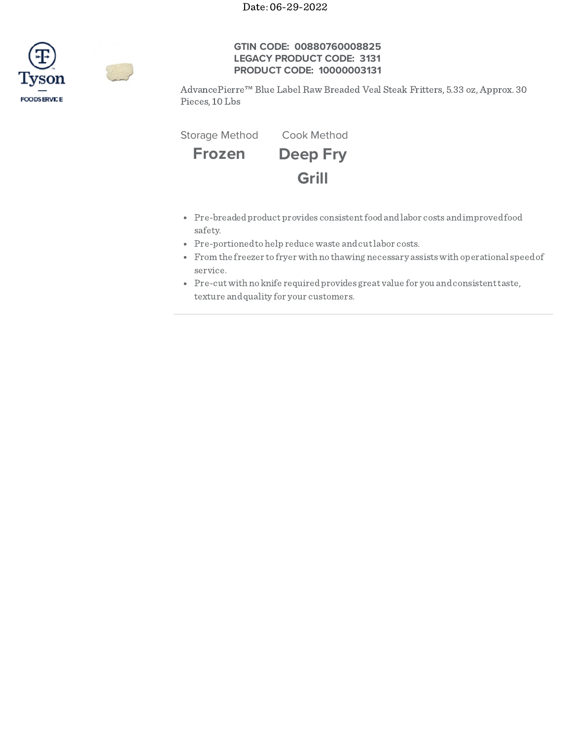Date: 06-29-2022

Tyson FOODSERVICE

**GTIN CODE: 00880760008825**
**LEGACY PRODUCT CODE: 3131**
**PRODUCT CODE: 10000003131**

AdvancePierre™ Blue Label Raw Breaded Veal Steak Fritters, 5.33 oz, Approx. 30 Pieces, 10 Lbs

| Storage Method | Cook Method |
| --- | --- |
| **Frozen** | **Deep Fry** |
| | **Grill** |

- Pre-breaded product provides consistent food and labor costs and improved food safety.
- Pre-portioned to help reduce waste and cut labor costs.
- From the freezer to fryer with no thawing necessary assists with operational speed of service.
- Pre-cut with no knife required provides great value for you and consistent taste, texture and quality for your customers.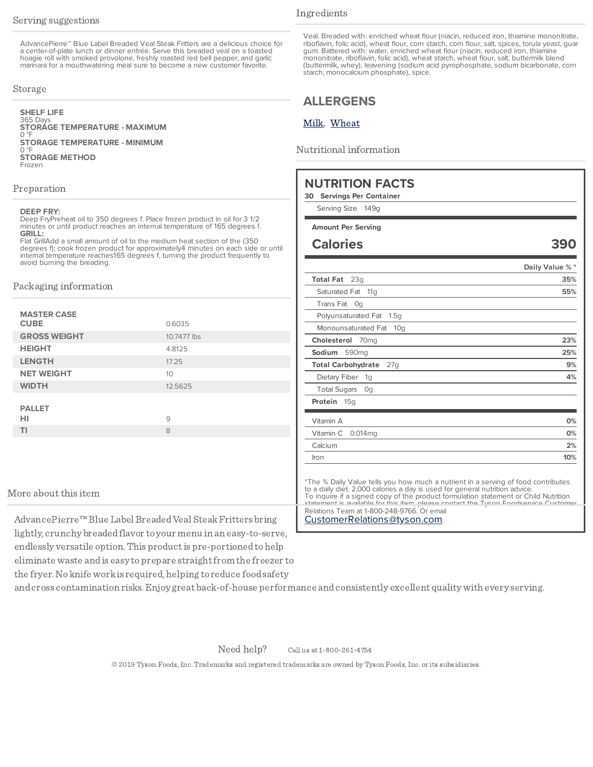## Serving suggestions

AdvancePierre™ Blue Label Breaded Veal Steak Fritters are a delicious choice for a center-of-plate lunch or dinner entrée. Serve this breaded veal on a toasted hoagie roll with smoked provolone, freshly roasted red bell pepper, and garlic marinara for a mouthwatering meal sure to become a new customer favorite.

## Storage

**SHELF LIFE**
365 Days
**STORAGE TEMPERATURE - MAXIMUM**
0 °F
**STORAGE TEMPERATURE - MINIMUM**
0 °F
**STORAGE METHOD**
Frozen

## Preparation

**DEEP FRY:**
Deep FryPreheat oil to 350 degrees f. Place frozen product in oil for 3 1/2 minutes or until product reaches an internal temperature of 165 degrees f.
**GRILL:**
Flat GrillAdd a small amount of oil to the medium heat section of the (350 degrees f); cook frozen product for approximately4 minutes on each side or until internal temperature reaches165 degrees f, turning the product frequently to avoid burning the breading.

## Packaging information

| | |
|---|---|
| **MASTER CASE CUBE** | 0.6035 |
| **GROSS WEIGHT** | 10.7477 lbs |
| **HEIGHT** | 4.8125 |
| **LENGTH** | 17.25 |
| **NET WEIGHT** | 10 |
| **WIDTH** | 12.5625 |

| | |
|---|---|
| **PALLET HI** | 9 |
| **TI** | 8 |

## Ingredients

Veal. Breaded with: enriched wheat flour (niacin, reduced iron, thiamine mononitrate, riboflavin, folic acid), wheat flour, corn starch, corn flour, salt, spices, torula yeast, guar gum. Battered with: water, enriched wheat flour (niacin, reduced iron, thiamine mononitrate, riboflavin, folic acid), wheat starch, wheat flour, salt, buttermilk blend (buttermilk, whey), leavening (sodium acid pyrophosphate, sodium bicarbonate, corn starch, monocalcium phosphate), spice.

## ALLERGENS

Milk, Wheat

## Nutritional information

### NUTRITION FACTS

**30 Servings Per Container**

Serving Size 149g

**Amount Per Serving**

| | |
|---|---|
| **Calories** | **390** |
| | **Daily Value % \*** |
| **Total Fat** 23g | **35%** |
| Saturated Fat 11g | **55%** |
| Trans Fat 0g | |
| Polyunsaturated Fat 1.5g | |
| Monounsaturated Fat 10g | |
| **Cholesterol** 70mg | **23%** |
| **Sodium** 590mg | **25%** |
| **Total Carbohydrate** 27g | **9%** |
| Dietary Fiber 1g | **4%** |
| Total Sugars 0g | |
| **Protein** 15g | |
| Vitamin A | **0%** |
| Vitamin C 0.014mg | **0%** |
| Calcium | **2%** |
| Iron | **10%** |

*The % Daily Value tells you how much a nutrient in a serving of food contributes to a daily diet. 2,000 calories a day is used for general nutrition advice.
To inquire if a signed copy of the product formulation statement or Child Nutrition statement is available for this item, please contact the Tyson Foodservice Customer Relations Team at 1-800-248-9766. Or email CustomerRelations@tyson.com.

## More about this item

AdvancePierre™ Blue Label Breaded Veal Steak Fritters bring lightly, crunchy breaded flavor to your menu in an easy-to-serve, endlessly versatile option. This product is pre-portioned to help eliminate waste and is easy to prepare straight from the freezer to the fryer. No knife work is required, helping to reduce food safety and cross contamination risks. Enjoy great back-of-house performance and consistently excellent quality with every serving.

Need help? Call us at 1-800-261-4754

© 2019 Tyson Foods, Inc. Trademarks and registered trademarks are owned by Tyson Foods, Inc. or its subsidiaries.